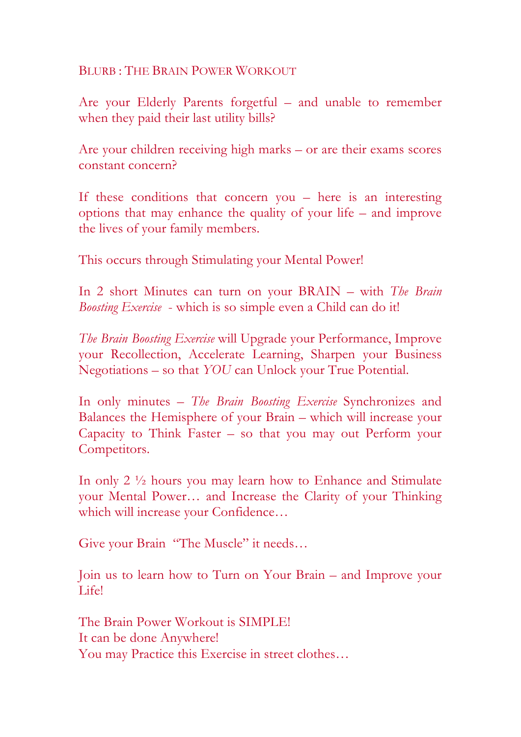# BLURB : THE BRAIN POWER WORKOUT

Are your Elderly Parents forgetful – and unable to remember when they paid their last utility bills?

Are your children receiving high marks – or are their exams scores constant concern?

If these conditions that concern you – here is an interesting options that may enhance the quality of your life – and improve the lives of your family members.

This occurs through Stimulating your Mental Power!

In 2 short Minutes can turn on your BRAIN – with *The Brain Boosting Exercise* - which is so simple even a Child can do it!

*The Brain Boosting Exercise* will Upgrade your Performance, Improve your Recollection, Accelerate Learning, Sharpen your Business Negotiations – so that *YOU* can Unlock your True Potential.

In only minutes – *The Brain Boosting Exercise* Synchronizes and Balances the Hemisphere of your Brain – which will increase your Capacity to Think Faster – so that you may out Perform your Competitors.

In only 2 ½ hours you may learn how to Enhance and Stimulate your Mental Power… and Increase the Clarity of your Thinking which will increase your Confidence…

Give your Brain "The Muscle" it needs…

Join us to learn how to Turn on Your Brain – and Improve your Life!

The Brain Power Workout is SIMPLE!
It can be done Anywhere!
You may Practice this Exercise in street clothes…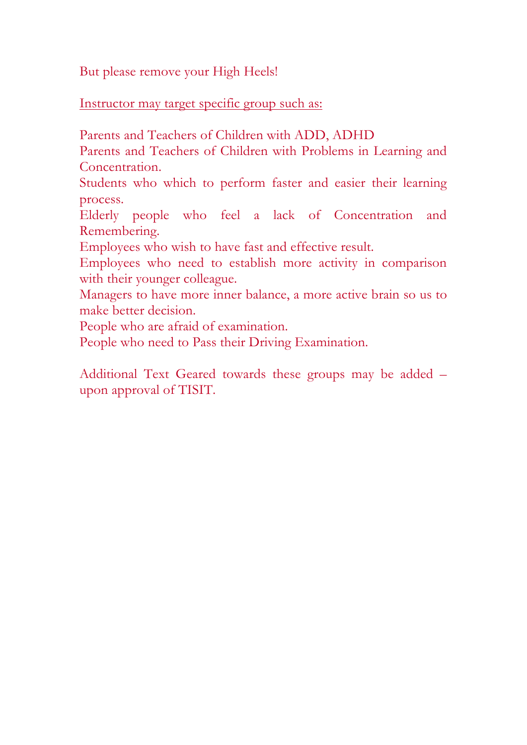But please remove your High Heels!

<u>Instructor may target specific group such as:</u>

Parents and Teachers of Children with ADD, ADHD
Parents and Teachers of Children with Problems in Learning and Concentration.
Students who which to perform faster and easier their learning process.
Elderly people who feel a lack of Concentration and Remembering.
Employees who wish to have fast and effective result.
Employees who need to establish more activity in comparison with their younger colleague.
Managers to have more inner balance, a more active brain so us to make better decision.
People who are afraid of examination.
People who need to Pass their Driving Examination.

Additional Text Geared towards these groups may be added – upon approval of TISIT.